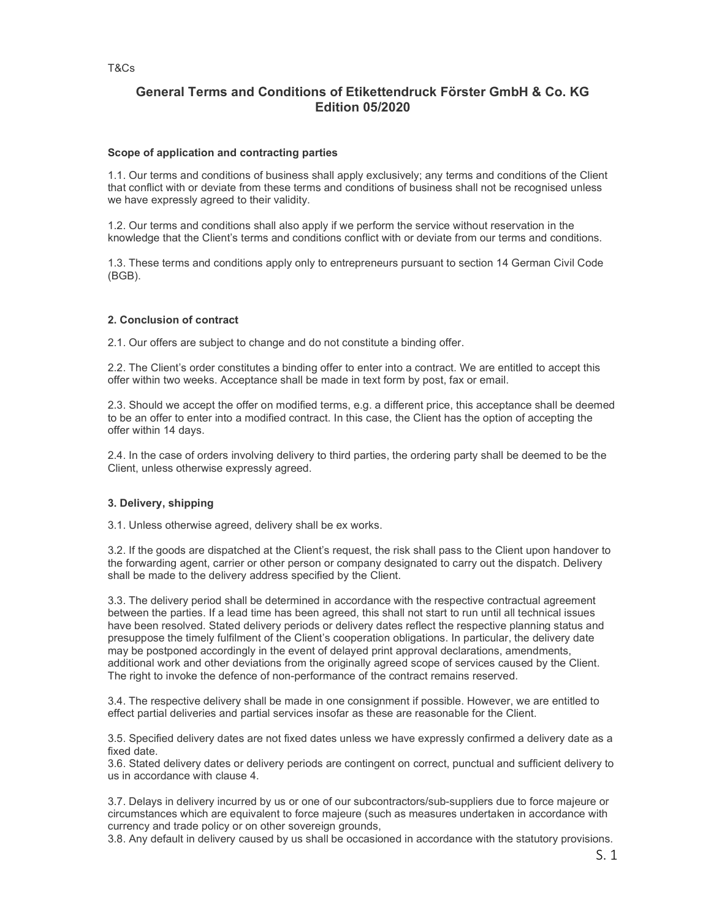T&Cs

# General Terms and Conditions of Etikettendruck Förster GmbH & Co. KG
## Edition 05/2020

### Scope of application and contracting parties

1.1. Our terms and conditions of business shall apply exclusively; any terms and conditions of the Client that conflict with or deviate from these terms and conditions of business shall not be recognised unless we have expressly agreed to their validity.

1.2. Our terms and conditions shall also apply if we perform the service without reservation in the knowledge that the Client's terms and conditions conflict with or deviate from our terms and conditions.

1.3. These terms and conditions apply only to entrepreneurs pursuant to section 14 German Civil Code (BGB).

### 2. Conclusion of contract

2.1. Our offers are subject to change and do not constitute a binding offer.

2.2. The Client's order constitutes a binding offer to enter into a contract. We are entitled to accept this offer within two weeks. Acceptance shall be made in text form by post, fax or email.

2.3. Should we accept the offer on modified terms, e.g. a different price, this acceptance shall be deemed to be an offer to enter into a modified contract. In this case, the Client has the option of accepting the offer within 14 days.

2.4. In the case of orders involving delivery to third parties, the ordering party shall be deemed to be the Client, unless otherwise expressly agreed.

### 3. Delivery, shipping

3.1. Unless otherwise agreed, delivery shall be ex works.

3.2. If the goods are dispatched at the Client's request, the risk shall pass to the Client upon handover to the forwarding agent, carrier or other person or company designated to carry out the dispatch. Delivery shall be made to the delivery address specified by the Client.

3.3. The delivery period shall be determined in accordance with the respective contractual agreement between the parties. If a lead time has been agreed, this shall not start to run until all technical issues have been resolved. Stated delivery periods or delivery dates reflect the respective planning status and presuppose the timely fulfilment of the Client's cooperation obligations. In particular, the delivery date may be postponed accordingly in the event of delayed print approval declarations, amendments, additional work and other deviations from the originally agreed scope of services caused by the Client. The right to invoke the defence of non-performance of the contract remains reserved.

3.4. The respective delivery shall be made in one consignment if possible. However, we are entitled to effect partial deliveries and partial services insofar as these are reasonable for the Client.

3.5. Specified delivery dates are not fixed dates unless we have expressly confirmed a delivery date as a fixed date.

3.6. Stated delivery dates or delivery periods are contingent on correct, punctual and sufficient delivery to us in accordance with clause 4.

3.7. Delays in delivery incurred by us or one of our subcontractors/sub-suppliers due to force majeure or circumstances which are equivalent to force majeure (such as measures undertaken in accordance with currency and trade policy or on other sovereign grounds,

3.8. Any default in delivery caused by us shall be occasioned in accordance with the statutory provisions.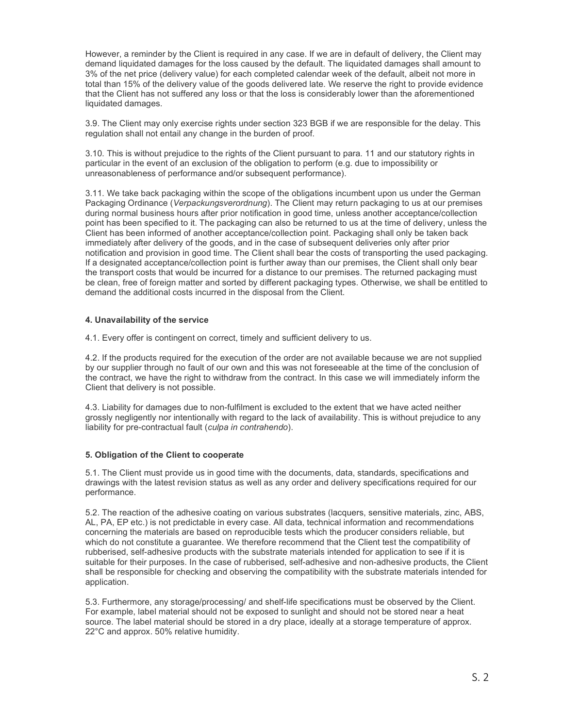However, a reminder by the Client is required in any case. If we are in default of delivery, the Client may demand liquidated damages for the loss caused by the default. The liquidated damages shall amount to 3% of the net price (delivery value) for each completed calendar week of the default, albeit not more in total than 15% of the delivery value of the goods delivered late. We reserve the right to provide evidence that the Client has not suffered any loss or that the loss is considerably lower than the aforementioned liquidated damages.

3.9. The Client may only exercise rights under section 323 BGB if we are responsible for the delay. This regulation shall not entail any change in the burden of proof.

3.10. This is without prejudice to the rights of the Client pursuant to para. 11 and our statutory rights in particular in the event of an exclusion of the obligation to perform (e.g. due to impossibility or unreasonableness of performance and/or subsequent performance).

3.11. We take back packaging within the scope of the obligations incumbent upon us under the German Packaging Ordinance (*Verpackungsverordnung*). The Client may return packaging to us at our premises during normal business hours after prior notification in good time, unless another acceptance/collection point has been specified to it. The packaging can also be returned to us at the time of delivery, unless the Client has been informed of another acceptance/collection point. Packaging shall only be taken back immediately after delivery of the goods, and in the case of subsequent deliveries only after prior notification and provision in good time. The Client shall bear the costs of transporting the used packaging. If a designated acceptance/collection point is further away than our premises, the Client shall only bear the transport costs that would be incurred for a distance to our premises. The returned packaging must be clean, free of foreign matter and sorted by different packaging types. Otherwise, we shall be entitled to demand the additional costs incurred in the disposal from the Client.

### 4. Unavailability of the service

4.1. Every offer is contingent on correct, timely and sufficient delivery to us.

4.2. If the products required for the execution of the order are not available because we are not supplied by our supplier through no fault of our own and this was not foreseeable at the time of the conclusion of the contract, we have the right to withdraw from the contract. In this case we will immediately inform the Client that delivery is not possible.

4.3. Liability for damages due to non-fulfilment is excluded to the extent that we have acted neither grossly negligently nor intentionally with regard to the lack of availability. This is without prejudice to any liability for pre-contractual fault (*culpa in contrahendo*).

### 5. Obligation of the Client to cooperate

5.1. The Client must provide us in good time with the documents, data, standards, specifications and drawings with the latest revision status as well as any order and delivery specifications required for our performance.

5.2. The reaction of the adhesive coating on various substrates (lacquers, sensitive materials, zinc, ABS, AL, PA, EP etc.) is not predictable in every case. All data, technical information and recommendations concerning the materials are based on reproducible tests which the producer considers reliable, but which do not constitute a guarantee. We therefore recommend that the Client test the compatibility of rubberised, self-adhesive products with the substrate materials intended for application to see if it is suitable for their purposes. In the case of rubberised, self-adhesive and non-adhesive products, the Client shall be responsible for checking and observing the compatibility with the substrate materials intended for application.

5.3. Furthermore, any storage/processing/ and shelf-life specifications must be observed by the Client. For example, label material should not be exposed to sunlight and should not be stored near a heat source. The label material should be stored in a dry place, ideally at a storage temperature of approx. 22°C and approx. 50% relative humidity.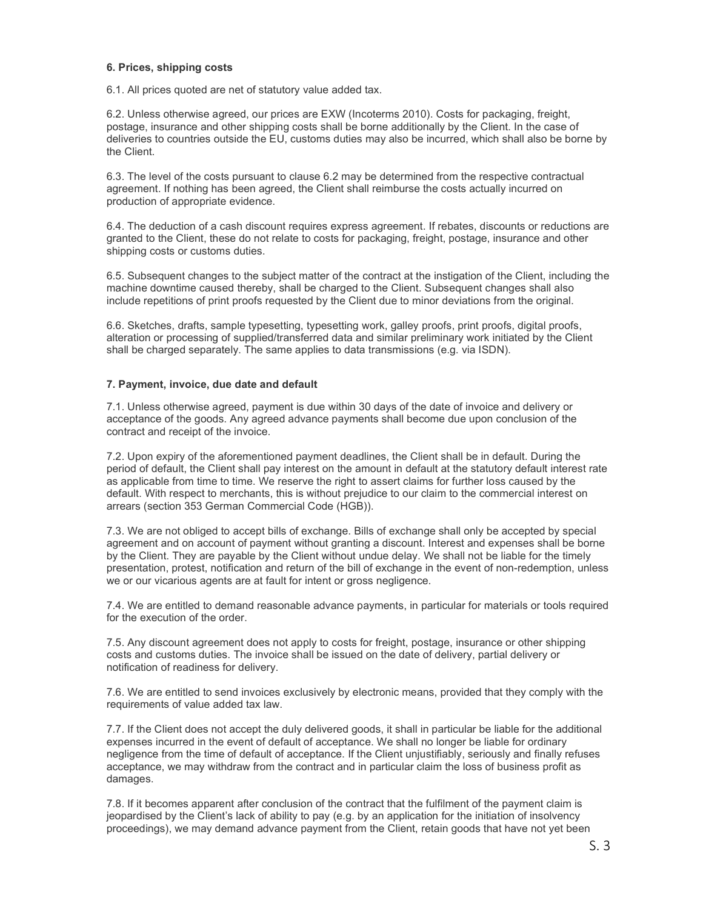#### 6. Prices, shipping costs

6.1. All prices quoted are net of statutory value added tax.

6.2. Unless otherwise agreed, our prices are EXW (Incoterms 2010). Costs for packaging, freight, postage, insurance and other shipping costs shall be borne additionally by the Client. In the case of deliveries to countries outside the EU, customs duties may also be incurred, which shall also be borne by the Client.

6.3. The level of the costs pursuant to clause 6.2 may be determined from the respective contractual agreement. If nothing has been agreed, the Client shall reimburse the costs actually incurred on production of appropriate evidence.

6.4. The deduction of a cash discount requires express agreement. If rebates, discounts or reductions are granted to the Client, these do not relate to costs for packaging, freight, postage, insurance and other shipping costs or customs duties.

6.5. Subsequent changes to the subject matter of the contract at the instigation of the Client, including the machine downtime caused thereby, shall be charged to the Client. Subsequent changes shall also include repetitions of print proofs requested by the Client due to minor deviations from the original.

6.6. Sketches, drafts, sample typesetting, typesetting work, galley proofs, print proofs, digital proofs, alteration or processing of supplied/transferred data and similar preliminary work initiated by the Client shall be charged separately. The same applies to data transmissions (e.g. via ISDN).

#### 7. Payment, invoice, due date and default

7.1. Unless otherwise agreed, payment is due within 30 days of the date of invoice and delivery or acceptance of the goods. Any agreed advance payments shall become due upon conclusion of the contract and receipt of the invoice.

7.2. Upon expiry of the aforementioned payment deadlines, the Client shall be in default. During the period of default, the Client shall pay interest on the amount in default at the statutory default interest rate as applicable from time to time. We reserve the right to assert claims for further loss caused by the default. With respect to merchants, this is without prejudice to our claim to the commercial interest on arrears (section 353 German Commercial Code (HGB)).

7.3. We are not obliged to accept bills of exchange. Bills of exchange shall only be accepted by special agreement and on account of payment without granting a discount. Interest and expenses shall be borne by the Client. They are payable by the Client without undue delay. We shall not be liable for the timely presentation, protest, notification and return of the bill of exchange in the event of non-redemption, unless we or our vicarious agents are at fault for intent or gross negligence.

7.4. We are entitled to demand reasonable advance payments, in particular for materials or tools required for the execution of the order.

7.5. Any discount agreement does not apply to costs for freight, postage, insurance or other shipping costs and customs duties. The invoice shall be issued on the date of delivery, partial delivery or notification of readiness for delivery.

7.6. We are entitled to send invoices exclusively by electronic means, provided that they comply with the requirements of value added tax law.

7.7. If the Client does not accept the duly delivered goods, it shall in particular be liable for the additional expenses incurred in the event of default of acceptance. We shall no longer be liable for ordinary negligence from the time of default of acceptance. If the Client unjustifiably, seriously and finally refuses acceptance, we may withdraw from the contract and in particular claim the loss of business profit as damages.

7.8. If it becomes apparent after conclusion of the contract that the fulfilment of the payment claim is jeopardised by the Client's lack of ability to pay (e.g. by an application for the initiation of insolvency proceedings), we may demand advance payment from the Client, retain goods that have not yet been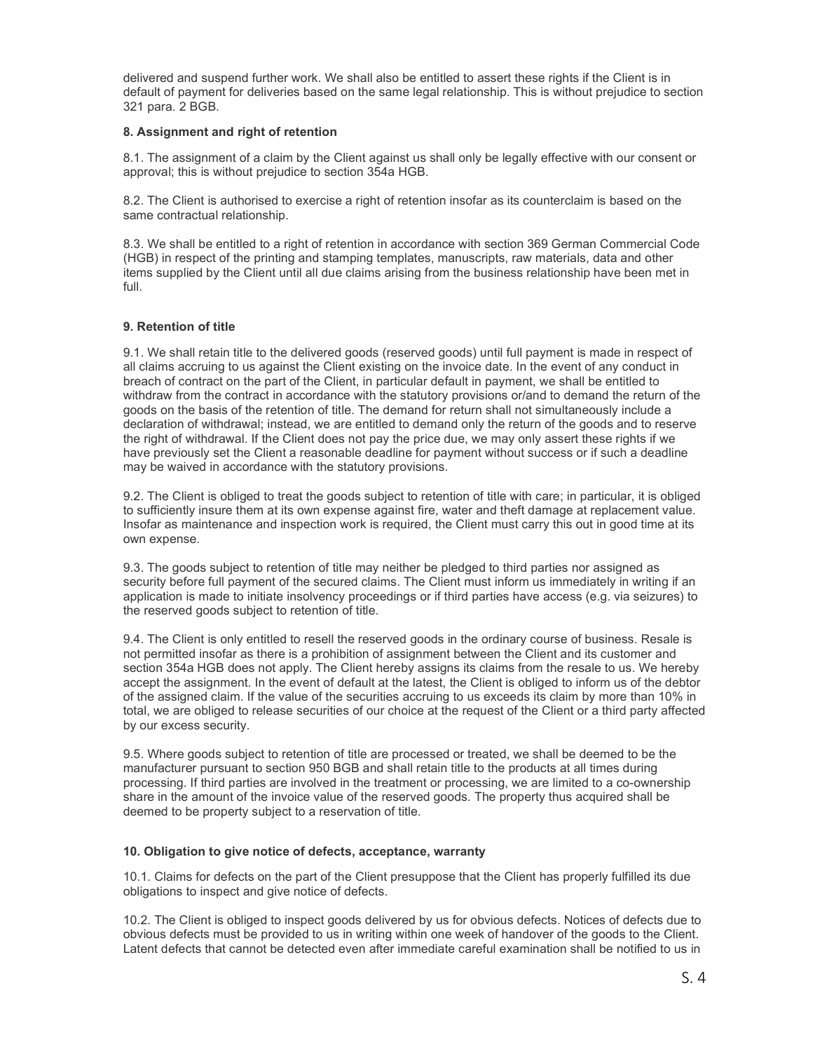delivered and suspend further work. We shall also be entitled to assert these rights if the Client is in default of payment for deliveries based on the same legal relationship. This is without prejudice to section 321 para. 2 BGB.

### 8. Assignment and right of retention

8.1. The assignment of a claim by the Client against us shall only be legally effective with our consent or approval; this is without prejudice to section 354a HGB.

8.2. The Client is authorised to exercise a right of retention insofar as its counterclaim is based on the same contractual relationship.

8.3. We shall be entitled to a right of retention in accordance with section 369 German Commercial Code (HGB) in respect of the printing and stamping templates, manuscripts, raw materials, data and other items supplied by the Client until all due claims arising from the business relationship have been met in full.

### 9. Retention of title

9.1. We shall retain title to the delivered goods (reserved goods) until full payment is made in respect of all claims accruing to us against the Client existing on the invoice date. In the event of any conduct in breach of contract on the part of the Client, in particular default in payment, we shall be entitled to withdraw from the contract in accordance with the statutory provisions or/and to demand the return of the goods on the basis of the retention of title. The demand for return shall not simultaneously include a declaration of withdrawal; instead, we are entitled to demand only the return of the goods and to reserve the right of withdrawal. If the Client does not pay the price due, we may only assert these rights if we have previously set the Client a reasonable deadline for payment without success or if such a deadline may be waived in accordance with the statutory provisions.

9.2. The Client is obliged to treat the goods subject to retention of title with care; in particular, it is obliged to sufficiently insure them at its own expense against fire, water and theft damage at replacement value. Insofar as maintenance and inspection work is required, the Client must carry this out in good time at its own expense.

9.3. The goods subject to retention of title may neither be pledged to third parties nor assigned as security before full payment of the secured claims. The Client must inform us immediately in writing if an application is made to initiate insolvency proceedings or if third parties have access (e.g. via seizures) to the reserved goods subject to retention of title.

9.4. The Client is only entitled to resell the reserved goods in the ordinary course of business. Resale is not permitted insofar as there is a prohibition of assignment between the Client and its customer and section 354a HGB does not apply. The Client hereby assigns its claims from the resale to us. We hereby accept the assignment. In the event of default at the latest, the Client is obliged to inform us of the debtor of the assigned claim. If the value of the securities accruing to us exceeds its claim by more than 10% in total, we are obliged to release securities of our choice at the request of the Client or a third party affected by our excess security.

9.5. Where goods subject to retention of title are processed or treated, we shall be deemed to be the manufacturer pursuant to section 950 BGB and shall retain title to the products at all times during processing. If third parties are involved in the treatment or processing, we are limited to a co-ownership share in the amount of the invoice value of the reserved goods. The property thus acquired shall be deemed to be property subject to a reservation of title.

### 10. Obligation to give notice of defects, acceptance, warranty

10.1. Claims for defects on the part of the Client presuppose that the Client has properly fulfilled its due obligations to inspect and give notice of defects.

10.2. The Client is obliged to inspect goods delivered by us for obvious defects. Notices of defects due to obvious defects must be provided to us in writing within one week of handover of the goods to the Client. Latent defects that cannot be detected even after immediate careful examination shall be notified to us in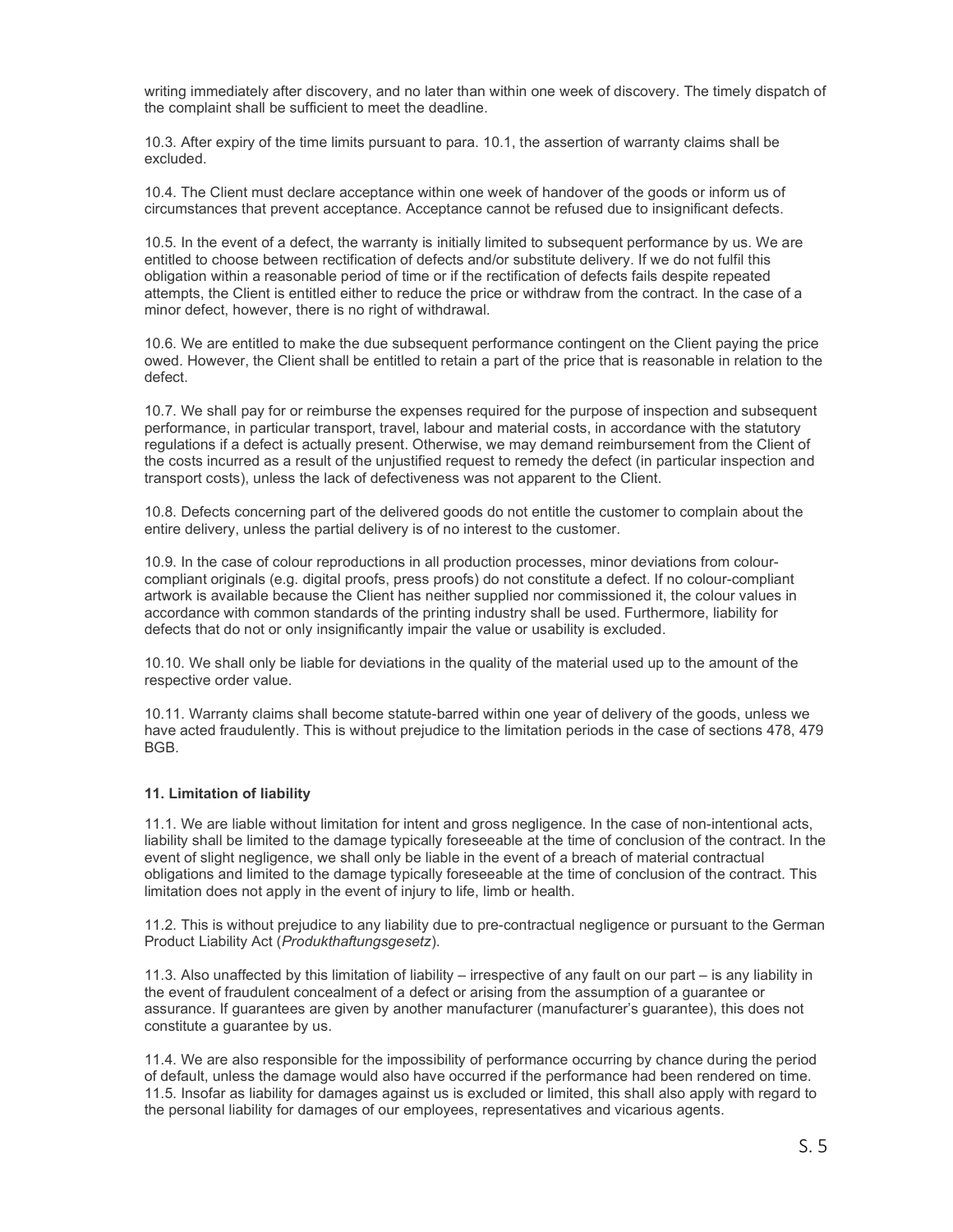writing immediately after discovery, and no later than within one week of discovery. The timely dispatch of the complaint shall be sufficient to meet the deadline.

10.3. After expiry of the time limits pursuant to para. 10.1, the assertion of warranty claims shall be excluded.

10.4. The Client must declare acceptance within one week of handover of the goods or inform us of circumstances that prevent acceptance. Acceptance cannot be refused due to insignificant defects.

10.5. In the event of a defect, the warranty is initially limited to subsequent performance by us. We are entitled to choose between rectification of defects and/or substitute delivery. If we do not fulfil this obligation within a reasonable period of time or if the rectification of defects fails despite repeated attempts, the Client is entitled either to reduce the price or withdraw from the contract. In the case of a minor defect, however, there is no right of withdrawal.

10.6. We are entitled to make the due subsequent performance contingent on the Client paying the price owed. However, the Client shall be entitled to retain a part of the price that is reasonable in relation to the defect.

10.7. We shall pay for or reimburse the expenses required for the purpose of inspection and subsequent performance, in particular transport, travel, labour and material costs, in accordance with the statutory regulations if a defect is actually present. Otherwise, we may demand reimbursement from the Client of the costs incurred as a result of the unjustified request to remedy the defect (in particular inspection and transport costs), unless the lack of defectiveness was not apparent to the Client.

10.8. Defects concerning part of the delivered goods do not entitle the customer to complain about the entire delivery, unless the partial delivery is of no interest to the customer.

10.9. In the case of colour reproductions in all production processes, minor deviations from colour-compliant originals (e.g. digital proofs, press proofs) do not constitute a defect. If no colour-compliant artwork is available because the Client has neither supplied nor commissioned it, the colour values in accordance with common standards of the printing industry shall be used. Furthermore, liability for defects that do not or only insignificantly impair the value or usability is excluded.

10.10. We shall only be liable for deviations in the quality of the material used up to the amount of the respective order value.

10.11. Warranty claims shall become statute-barred within one year of delivery of the goods, unless we have acted fraudulently. This is without prejudice to the limitation periods in the case of sections 478, 479 BGB.

### 11. Limitation of liability

11.1. We are liable without limitation for intent and gross negligence. In the case of non-intentional acts, liability shall be limited to the damage typically foreseeable at the time of conclusion of the contract. In the event of slight negligence, we shall only be liable in the event of a breach of material contractual obligations and limited to the damage typically foreseeable at the time of conclusion of the contract. This limitation does not apply in the event of injury to life, limb or health.

11.2. This is without prejudice to any liability due to pre-contractual negligence or pursuant to the German Product Liability Act (*Produkthaftungsgesetz*).

11.3. Also unaffected by this limitation of liability – irrespective of any fault on our part – is any liability in the event of fraudulent concealment of a defect or arising from the assumption of a guarantee or assurance. If guarantees are given by another manufacturer (manufacturer's guarantee), this does not constitute a guarantee by us.

11.4. We are also responsible for the impossibility of performance occurring by chance during the period of default, unless the damage would also have occurred if the performance had been rendered on time.

11.5. Insofar as liability for damages against us is excluded or limited, this shall also apply with regard to the personal liability for damages of our employees, representatives and vicarious agents.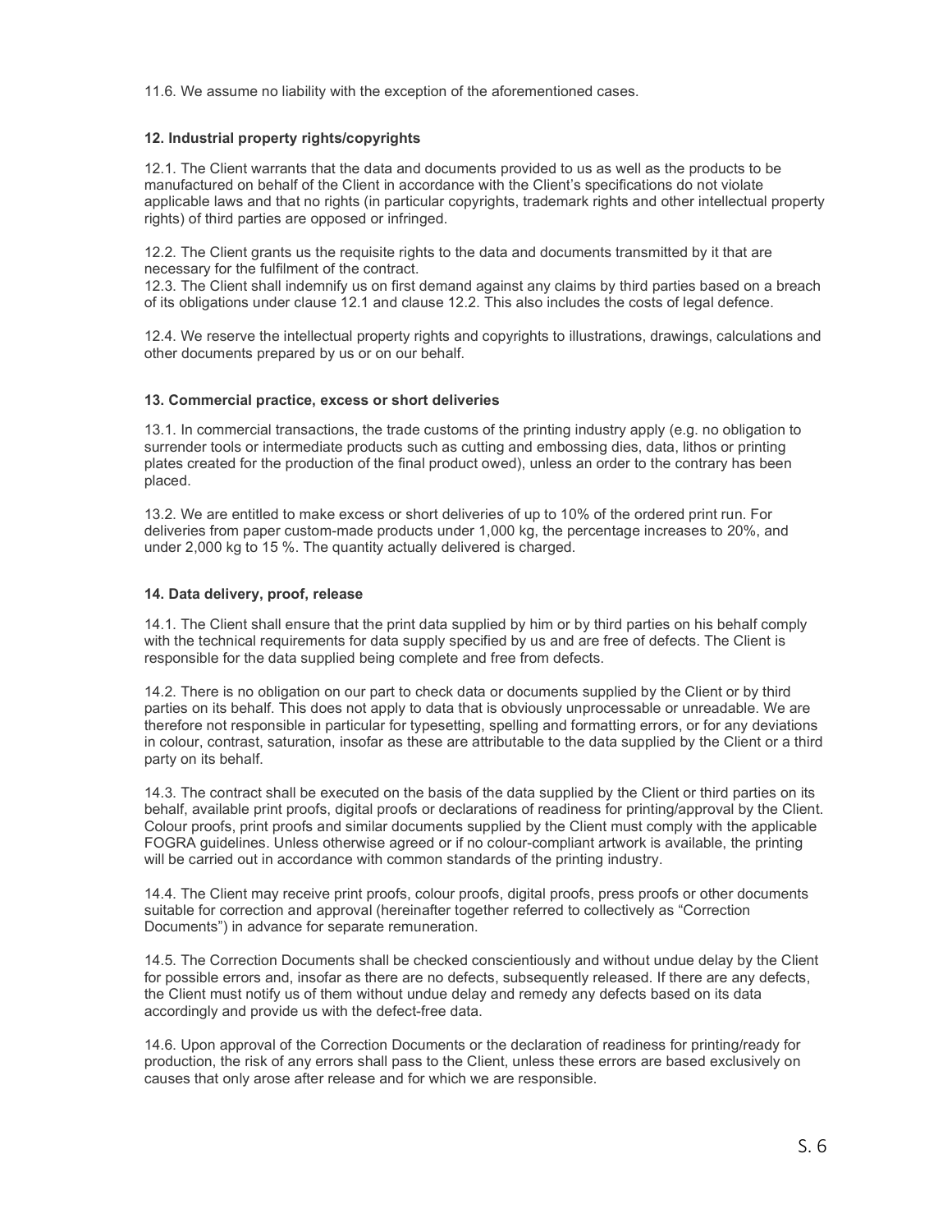11.6. We assume no liability with the exception of the aforementioned cases.

### 12. Industrial property rights/copyrights

12.1. The Client warrants that the data and documents provided to us as well as the products to be manufactured on behalf of the Client in accordance with the Client's specifications do not violate applicable laws and that no rights (in particular copyrights, trademark rights and other intellectual property rights) of third parties are opposed or infringed.

12.2. The Client grants us the requisite rights to the data and documents transmitted by it that are necessary for the fulfilment of the contract.
12.3. The Client shall indemnify us on first demand against any claims by third parties based on a breach of its obligations under clause 12.1 and clause 12.2. This also includes the costs of legal defence.

12.4. We reserve the intellectual property rights and copyrights to illustrations, drawings, calculations and other documents prepared by us or on our behalf.

### 13. Commercial practice, excess or short deliveries

13.1. In commercial transactions, the trade customs of the printing industry apply (e.g. no obligation to surrender tools or intermediate products such as cutting and embossing dies, data, lithos or printing plates created for the production of the final product owed), unless an order to the contrary has been placed.

13.2. We are entitled to make excess or short deliveries of up to 10% of the ordered print run. For deliveries from paper custom-made products under 1,000 kg, the percentage increases to 20%, and under 2,000 kg to 15 %. The quantity actually delivered is charged.

### 14. Data delivery, proof, release

14.1. The Client shall ensure that the print data supplied by him or by third parties on his behalf comply with the technical requirements for data supply specified by us and are free of defects. The Client is responsible for the data supplied being complete and free from defects.

14.2. There is no obligation on our part to check data or documents supplied by the Client or by third parties on its behalf. This does not apply to data that is obviously unprocessable or unreadable. We are therefore not responsible in particular for typesetting, spelling and formatting errors, or for any deviations in colour, contrast, saturation, insofar as these are attributable to the data supplied by the Client or a third party on its behalf.

14.3. The contract shall be executed on the basis of the data supplied by the Client or third parties on its behalf, available print proofs, digital proofs or declarations of readiness for printing/approval by the Client. Colour proofs, print proofs and similar documents supplied by the Client must comply with the applicable FOGRA guidelines. Unless otherwise agreed or if no colour-compliant artwork is available, the printing will be carried out in accordance with common standards of the printing industry.

14.4. The Client may receive print proofs, colour proofs, digital proofs, press proofs or other documents suitable for correction and approval (hereinafter together referred to collectively as "Correction Documents") in advance for separate remuneration.

14.5. The Correction Documents shall be checked conscientiously and without undue delay by the Client for possible errors and, insofar as there are no defects, subsequently released. If there are any defects, the Client must notify us of them without undue delay and remedy any defects based on its data accordingly and provide us with the defect-free data.

14.6. Upon approval of the Correction Documents or the declaration of readiness for printing/ready for production, the risk of any errors shall pass to the Client, unless these errors are based exclusively on causes that only arose after release and for which we are responsible.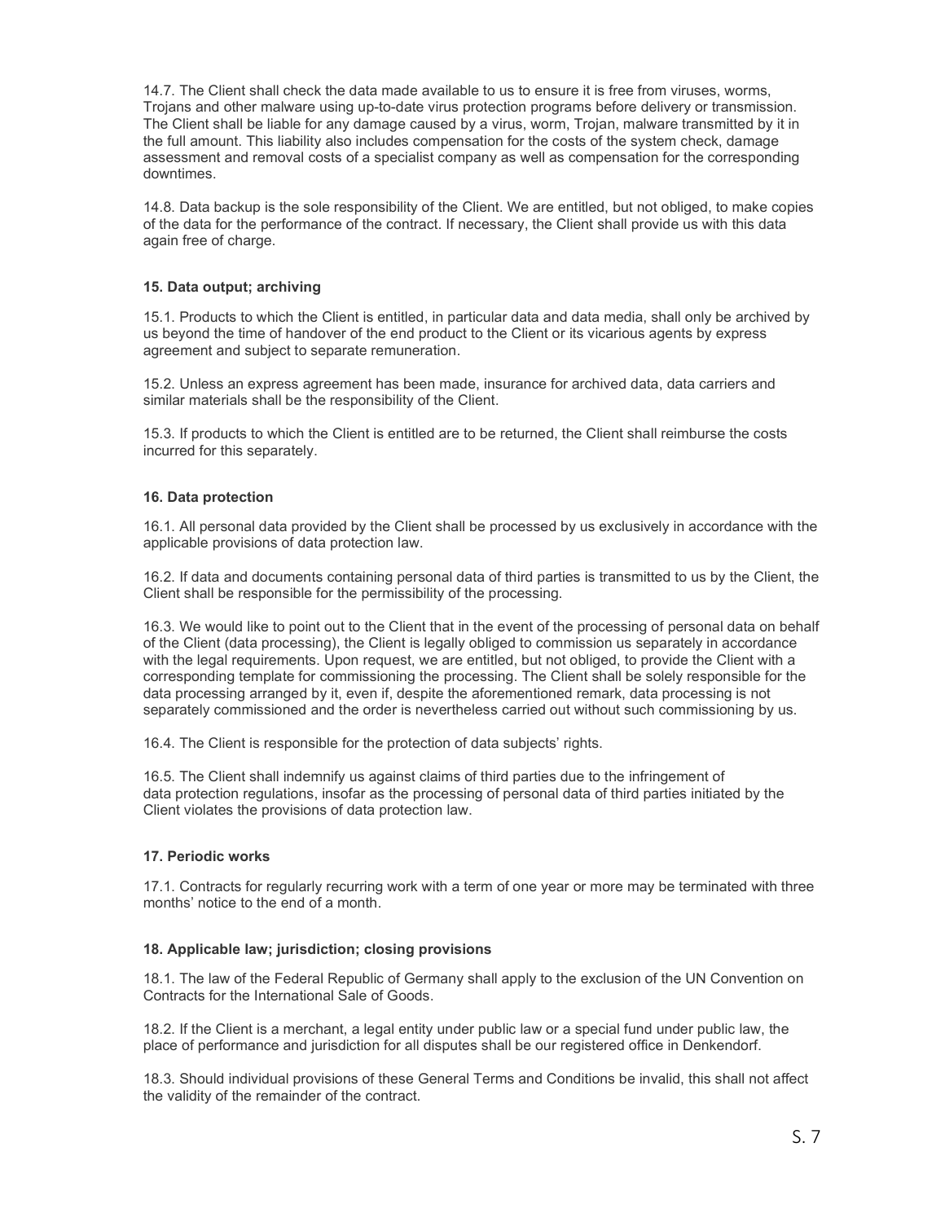14.7. The Client shall check the data made available to us to ensure it is free from viruses, worms, Trojans and other malware using up-to-date virus protection programs before delivery or transmission. The Client shall be liable for any damage caused by a virus, worm, Trojan, malware transmitted by it in the full amount. This liability also includes compensation for the costs of the system check, damage assessment and removal costs of a specialist company as well as compensation for the corresponding downtimes.

14.8. Data backup is the sole responsibility of the Client. We are entitled, but not obliged, to make copies of the data for the performance of the contract. If necessary, the Client shall provide us with this data again free of charge.

**15. Data output; archiving**

15.1. Products to which the Client is entitled, in particular data and data media, shall only be archived by us beyond the time of handover of the end product to the Client or its vicarious agents by express agreement and subject to separate remuneration.

15.2. Unless an express agreement has been made, insurance for archived data, data carriers and similar materials shall be the responsibility of the Client.

15.3. If products to which the Client is entitled are to be returned, the Client shall reimburse the costs incurred for this separately.

**16. Data protection**

16.1. All personal data provided by the Client shall be processed by us exclusively in accordance with the applicable provisions of data protection law.

16.2. If data and documents containing personal data of third parties is transmitted to us by the Client, the Client shall be responsible for the permissibility of the processing.

16.3. We would like to point out to the Client that in the event of the processing of personal data on behalf of the Client (data processing), the Client is legally obliged to commission us separately in accordance with the legal requirements. Upon request, we are entitled, but not obliged, to provide the Client with a corresponding template for commissioning the processing. The Client shall be solely responsible for the data processing arranged by it, even if, despite the aforementioned remark, data processing is not separately commissioned and the order is nevertheless carried out without such commissioning by us.

16.4. The Client is responsible for the protection of data subjects' rights.

16.5. The Client shall indemnify us against claims of third parties due to the infringement of data protection regulations, insofar as the processing of personal data of third parties initiated by the Client violates the provisions of data protection law.

**17. Periodic works**

17.1. Contracts for regularly recurring work with a term of one year or more may be terminated with three months' notice to the end of a month.

**18. Applicable law; jurisdiction; closing provisions**

18.1. The law of the Federal Republic of Germany shall apply to the exclusion of the UN Convention on Contracts for the International Sale of Goods.

18.2. If the Client is a merchant, a legal entity under public law or a special fund under public law, the place of performance and jurisdiction for all disputes shall be our registered office in Denkendorf.

18.3. Should individual provisions of these General Terms and Conditions be invalid, this shall not affect the validity of the remainder of the contract.